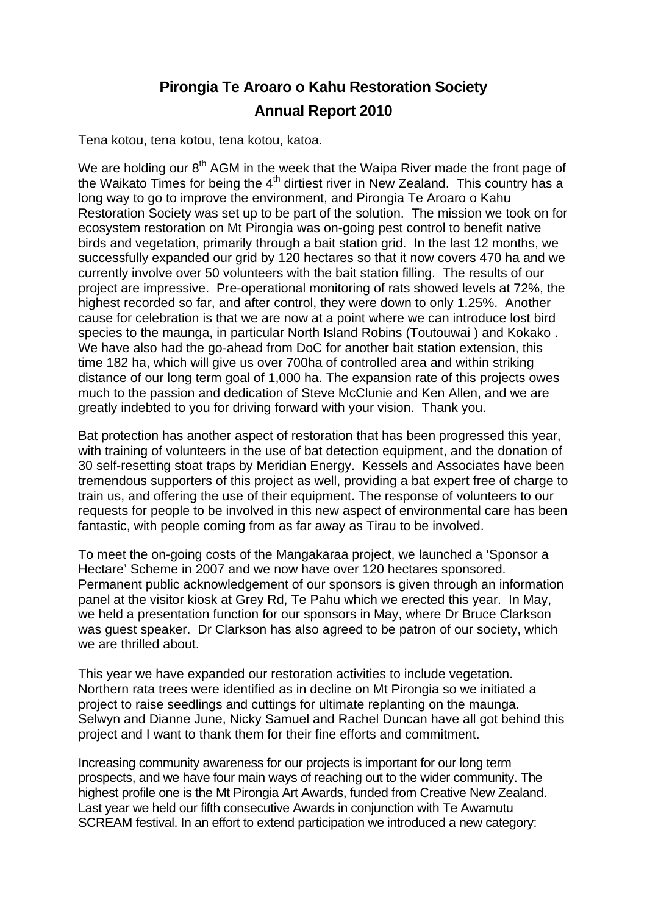# Pirongia Te Aroaro o Kahu Restoration Society

## Annual Report 2010

Tena kotou, tena kotou, tena kotou, katoa.

We are holding our 8th AGM in the week that the Waipa River made the front page of the Waikato Times for being the 4th dirtiest river in New Zealand. This country has a long way to go to improve the environment, and Pirongia Te Aroaro o Kahu Restoration Society was set up to be part of the solution. The mission we took on for ecosystem restoration on Mt Pirongia was on-going pest control to benefit native birds and vegetation, primarily through a bait station grid. In the last 12 months, we successfully expanded our grid by 120 hectares so that it now covers 470 ha and we currently involve over 50 volunteers with the bait station filling. The results of our project are impressive. Pre-operational monitoring of rats showed levels at 72%, the highest recorded so far, and after control, they were down to only 1.25%. Another cause for celebration is that we are now at a point where we can introduce lost bird species to the maunga, in particular North Island Robins (Toutouwai ) and Kokako . We have also had the go-ahead from DoC for another bait station extension, this time 182 ha, which will give us over 700ha of controlled area and within striking distance of our long term goal of 1,000 ha. The expansion rate of this projects owes much to the passion and dedication of Steve McClunie and Ken Allen, and we are greatly indebted to you for driving forward with your vision. Thank you.

Bat protection has another aspect of restoration that has been progressed this year, with training of volunteers in the use of bat detection equipment, and the donation of 30 self-resetting stoat traps by Meridian Energy. Kessels and Associates have been tremendous supporters of this project as well, providing a bat expert free of charge to train us, and offering the use of their equipment. The response of volunteers to our requests for people to be involved in this new aspect of environmental care has been fantastic, with people coming from as far away as Tirau to be involved.

To meet the on-going costs of the Mangakaraa project, we launched a 'Sponsor a Hectare' Scheme in 2007 and we now have over 120 hectares sponsored. Permanent public acknowledgement of our sponsors is given through an information panel at the visitor kiosk at Grey Rd, Te Pahu which we erected this year. In May, we held a presentation function for our sponsors in May, where Dr Bruce Clarkson was guest speaker. Dr Clarkson has also agreed to be patron of our society, which we are thrilled about.

This year we have expanded our restoration activities to include vegetation. Northern rata trees were identified as in decline on Mt Pirongia so we initiated a project to raise seedlings and cuttings for ultimate replanting on the maunga. Selwyn and Dianne June, Nicky Samuel and Rachel Duncan have all got behind this project and I want to thank them for their fine efforts and commitment.

Increasing community awareness for our projects is important for our long term prospects, and we have four main ways of reaching out to the wider community. The highest profile one is the Mt Pirongia Art Awards, funded from Creative New Zealand. Last year we held our fifth consecutive Awards in conjunction with Te Awamutu SCREAM festival. In an effort to extend participation we introduced a new category: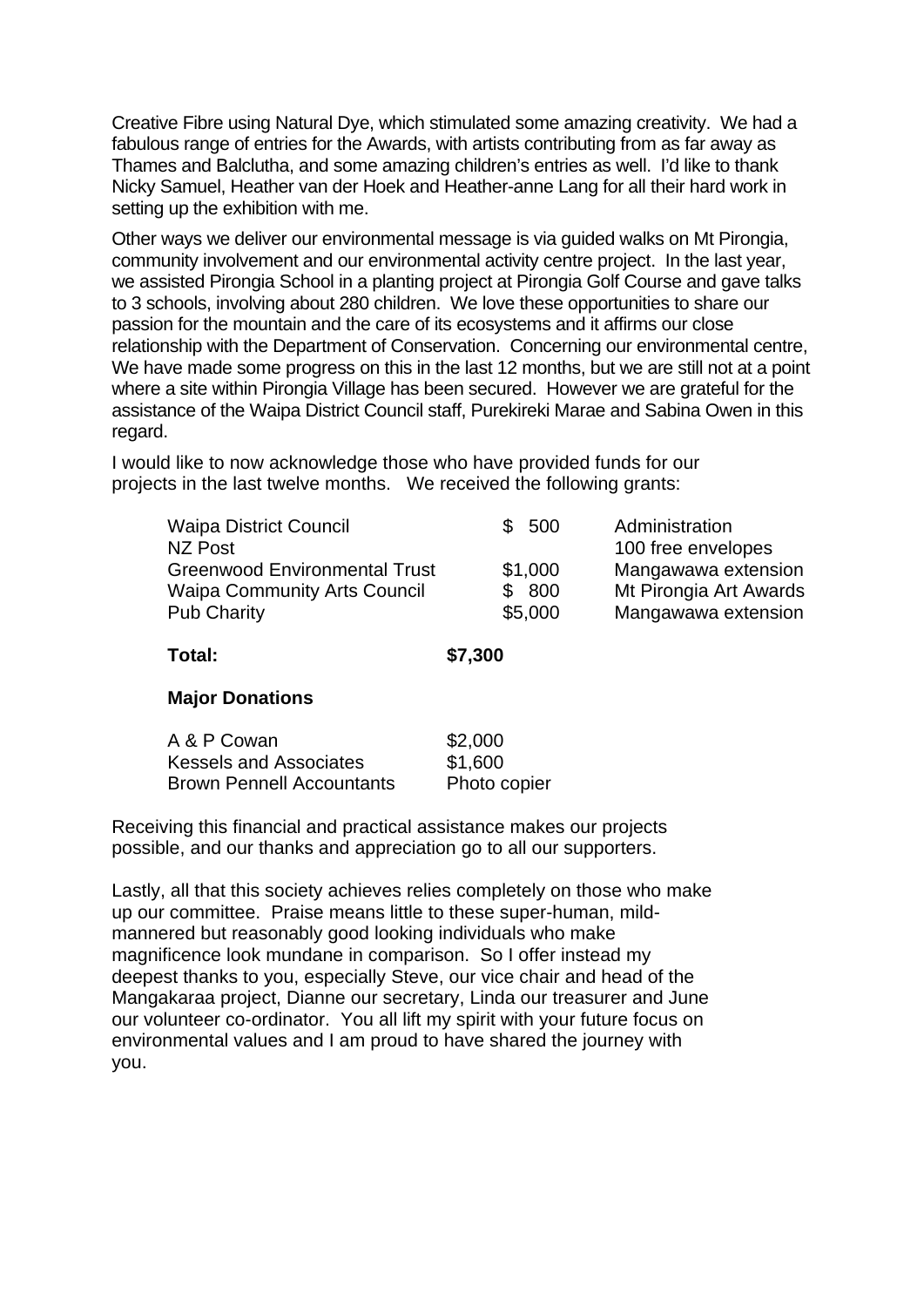Creative Fibre using Natural Dye, which stimulated some amazing creativity. We had a fabulous range of entries for the Awards, with artists contributing from as far away as Thames and Balclutha, and some amazing children's entries as well. I'd like to thank Nicky Samuel, Heather van der Hoek and Heather-anne Lang for all their hard work in setting up the exhibition with me.

Other ways we deliver our environmental message is via guided walks on Mt Pirongia, community involvement and our environmental activity centre project. In the last year, we assisted Pirongia School in a planting project at Pirongia Golf Course and gave talks to 3 schools, involving about 280 children. We love these opportunities to share our passion for the mountain and the care of its ecosystems and it affirms our close relationship with the Department of Conservation. Concerning our environmental centre, We have made some progress on this in the last 12 months, but we are still not at a point where a site within Pirongia Village has been secured. However we are grateful for the assistance of the Waipa District Council staff, Purekireki Marae and Sabina Owen in this regard.

I would like to now acknowledge those who have provided funds for our projects in the last twelve months. We received the following grants:

| | | |
|---|---|---|
| Waipa District Council | $ 500 | Administration |
| NZ Post | | 100 free envelopes |
| Greenwood Environmental Trust | $1,000 | Mangawawa extension |
| Waipa Community Arts Council | $ 800 | Mt Pirongia Art Awards |
| Pub Charity | $5,000 | Mangawawa extension |
| **Total:** | **$7,300** | |

**Major Donations**

| | |
|---|---|
| A & P Cowan | $2,000 |
| Kessels and Associates | $1,600 |
| Brown Pennell Accountants | Photo copier |

Receiving this financial and practical assistance makes our projects possible, and our thanks and appreciation go to all our supporters.

Lastly, all that this society achieves relies completely on those who make up our committee. Praise means little to these super-human, mild-mannered but reasonably good looking individuals who make magnificence look mundane in comparison. So I offer instead my deepest thanks to you, especially Steve, our vice chair and head of the Mangakaraa project, Dianne our secretary, Linda our treasurer and June our volunteer co-ordinator. You all lift my spirit with your future focus on environmental values and I am proud to have shared the journey with you.